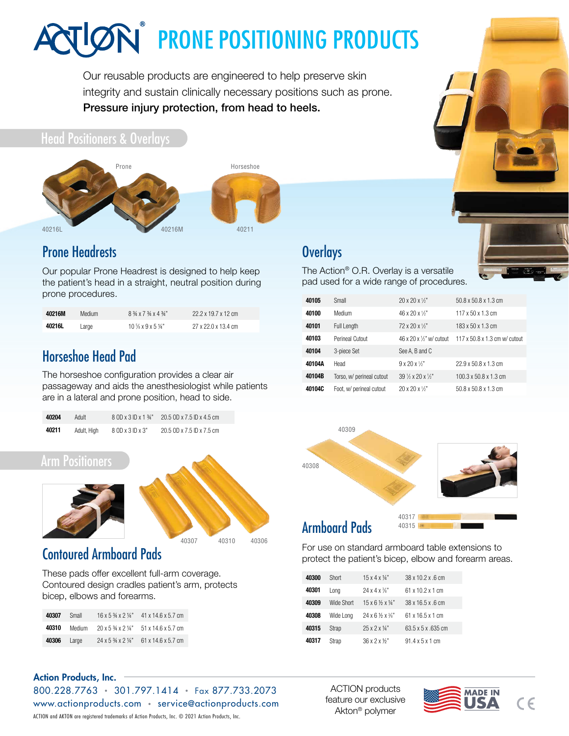# ACTION® PRONE POSITIONING PRODUCTS

Our reusable products are engineered to help preserve skin integrity and sustain clinically necessary positions such as prone.
**Pressure injury protection, from head to heels.**

## Head Positioners & Overlays

Prone — 40216L, 40216M

Horseshoe — 40211

### Prone Headrests

Our popular Prone Headrest is designed to help keep the patient's head in a straight, neutral position during prone procedures.

| | | | |
|---|---|---|---|
| **40216M** | Medium | 8 ¾ x 7 ¾ x 4 ¾" | 22.2 x 19.7 x 12 cm |
| **40216L** | Large | 10 ⅝ x 9 x 5 ¼" | 27 x 22.0 x 13.4 cm |

### Horseshoe Head Pad

The horseshoe configuration provides a clear air passageway and aids the anesthesiologist while patients are in a lateral and prone position, head to side.

| | | | |
|---|---|---|---|
| **40204** | Adult | 8 OD x 3 ID x 1 ¾" | 20.5 OD x 7.5 ID x 4.5 cm |
| **40211** | Adult, High | 8 OD x 3 ID x 3" | 20.5 OD x 7.5 ID x 7.5 cm |

### Overlays

The Action® O.R. Overlay is a versatile pad used for a wide range of procedures.

| | | | |
|---|---|---|---|
| **40105** | Small | 20 x 20 x ½" | 50.8 x 50.8 x 1.3 cm |
| **40100** | Medium | 46 x 20 x ½" | 117 x 50 x 1.3 cm |
| **40101** | Full Length | 72 x 20 x ½" | 183 x 50 x 1.3 cm |
| **40103** | Perineal Cutout | 46 x 20 x ½" w/ cutout | 117 x 50.8 x 1.3 cm w/ cutout |
| **40104** | 3-piece Set | See A, B and C | |
| **40104A** | Head | 9 x 20 x ½" | 22.9 x 50.8 x 1.3 cm |
| **40104B** | Torso, w/ perineal cutout | 39 ½ x 20 x ½" | 100.3 x 50.8 x 1.3 cm |
| **40104C** | Foot, w/ perineal cutout | 20 x 20 x ½" | 50.8 x 50.8 x 1.3 cm |

## Arm Positioners

40307 40310 40306

### Contoured Armboard Pads

These pads offer excellent full-arm coverage. Contoured design cradles patient's arm, protects bicep, elbows and forearms.

| | | | |
|---|---|---|---|
| **40307** | Small | 16 x 5 ¾ x 2 ¼" | 41 x 14.6 x 5.7 cm |
| **40310** | Medium | 20 x 5 ¾ x 2 ¼" | 51 x 14.6 x 5.7 cm |
| **40306** | Large | 24 x 5 ¾ x 2 ¼" | 61 x 14.6 x 5.7 cm |

40309 40308

40317 40315

### Armboard Pads

For use on standard armboard table extensions to protect the patient's bicep, elbow and forearm areas.

| | | | |
|---|---|---|---|
| **40300** | Short | 15 x 4 x ¼" | 38 x 10.2 x .6 cm |
| **40301** | Long | 24 x 4 x ⅜" | 61 x 10.2 x 1 cm |
| **40309** | Wide Short | 15 x 6 ½ x ¼" | 38 x 16.5 x .6 cm |
| **40308** | Wide Long | 24 x 6 ½ x ⅜" | 61 x 16.5 x 1 cm |
| **40315** | Strap | 25 x 2 x ¼" | 63.5 x 5 x .635 cm |
| **40317** | Strap | 36 x 2 x ½" | 91.4 x 5 x 1 cm |

**Action Products, Inc.**
800.228.7763 • 301.797.1414 • Fax 877.733.2073
www.actionproducts.com • service@actionproducts.com

ACTION and AKTON are registered trademarks of Action Products, Inc. © 2021 Action Products, Inc.

ACTION products feature our exclusive Akton® polymer

MADE IN USA

CE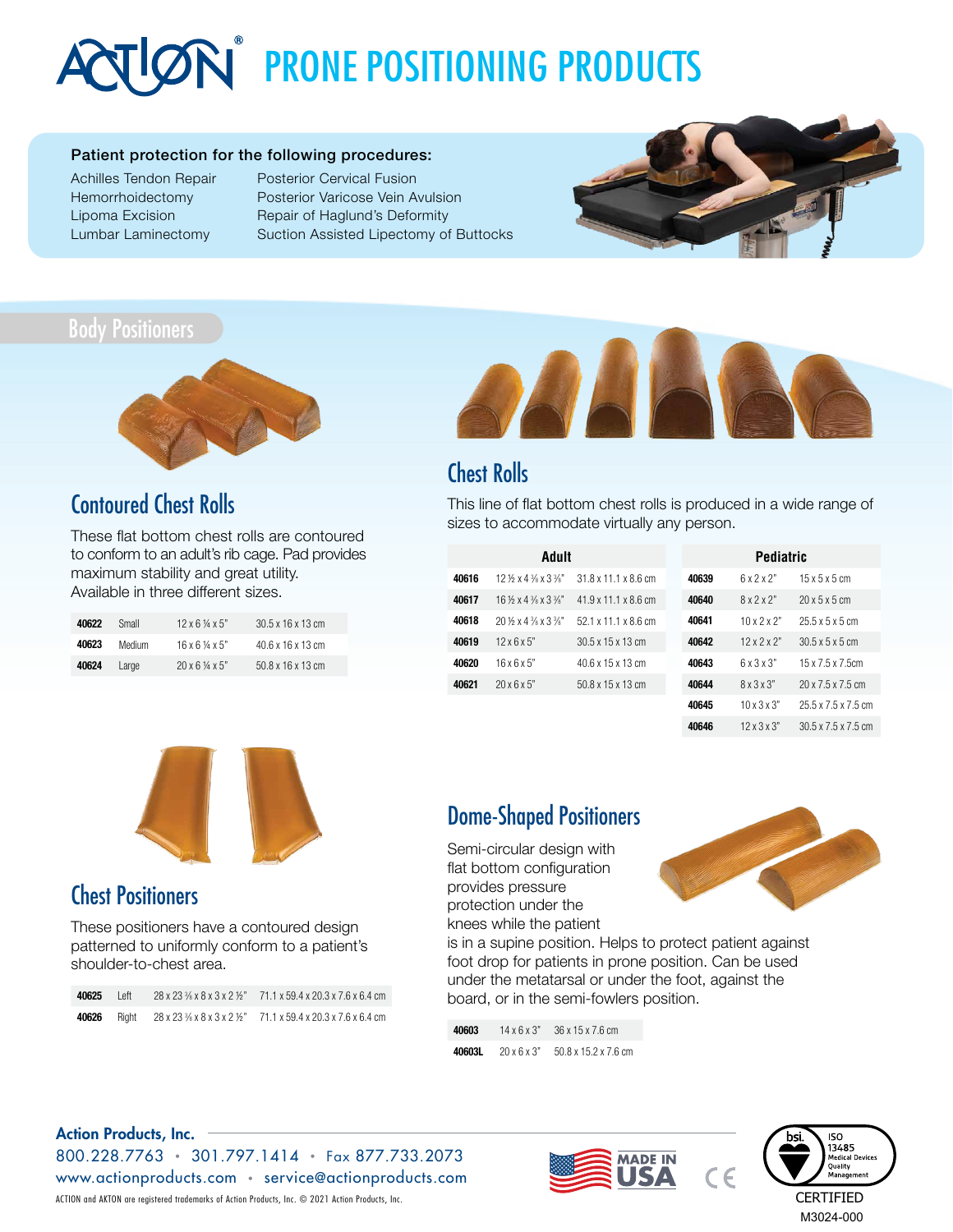# ACTION® PRONE POSITIONING PRODUCTS

**Patient protection for the following procedures:**

- Achilles Tendon Repair
- Hemorrhoidectomy
- Lipoma Excision
- Lumbar Laminectomy
- Posterior Cervical Fusion
- Posterior Varicose Vein Avulsion
- Repair of Haglund's Deformity
- Suction Assisted Lipectomy of Buttocks

## Body Positioners

### Contoured Chest Rolls

These flat bottom chest rolls are contoured to conform to an adult's rib cage. Pad provides maximum stability and great utility. Available in three different sizes.

| | | | |
|---|---|---|---|
| **40622** | Small | 12 x 6 ¼ x 5" | 30.5 x 16 x 13 cm |
| **40623** | Medium | 16 x 6 ¼ x 5" | 40.6 x 16 x 13 cm |
| **40624** | Large | 20 x 6 ¼ x 5" | 50.8 x 16 x 13 cm |

### Chest Rolls

This line of flat bottom chest rolls is produced in a wide range of sizes to accommodate virtually any person.

| Adult | | |
|---|---|---|
| **40616** | 12 ½ x 4 ⅜ x 3 ⅜" | 31.8 x 11.1 x 8.6 cm |
| **40617** | 16 ½ x 4 ⅜ x 3 ⅜" | 41.9 x 11.1 x 8.6 cm |
| **40618** | 20 ½ x 4 ⅜ x 3 ⅜" | 52.1 x 11.1 x 8.6 cm |
| **40619** | 12 x 6 x 5" | 30.5 x 15 x 13 cm |
| **40620** | 16 x 6 x 5" | 40.6 x 15 x 13 cm |
| **40621** | 20 x 6 x 5" | 50.8 x 15 x 13 cm |

| Pediatric | | |
|---|---|---|
| **40639** | 6 x 2 x 2" | 15 x 5 x 5 cm |
| **40640** | 8 x 2 x 2" | 20 x 5 x 5 cm |
| **40641** | 10 x 2 x 2" | 25.5 x 5 x 5 cm |
| **40642** | 12 x 2 x 2" | 30.5 x 5 x 5 cm |
| **40643** | 6 x 3 x 3" | 15 x 7.5 x 7.5cm |
| **40644** | 8 x 3 x 3" | 20 x 7.5 x 7.5 cm |
| **40645** | 10 x 3 x 3" | 25.5 x 7.5 x 7.5 cm |
| **40646** | 12 x 3 x 3" | 30.5 x 7.5 x 7.5 cm |

### Chest Positioners

These positioners have a contoured design patterned to uniformly conform to a patient's shoulder-to-chest area.

| | | | |
|---|---|---|---|
| **40625** | Left | 28 x 23 ⅜ x 8 x 3 x 2 ½" | 71.1 x 59.4 x 20.3 x 7.6 x 6.4 cm |
| **40626** | Right | 28 x 23 ⅜ x 8 x 3 x 2 ½" | 71.1 x 59.4 x 20.3 x 7.6 x 6.4 cm |

### Dome-Shaped Positioners

Semi-circular design with flat bottom configuration provides pressure protection under the knees while the patient is in a supine position. Helps to protect patient against foot drop for patients in prone position. Can be used under the metatarsal or under the foot, against the board, or in the semi-fowlers position.

| | | |
|---|---|---|
| **40603** | 14 x 6 x 3" | 36 x 15 x 7.6 cm |
| **40603L** | 20 x 6 x 3" | 50.8 x 15.2 x 7.6 cm |

**Action Products, Inc.**
800.228.7763 • 301.797.1414 • Fax 877.733.2073
www.actionproducts.com • service@actionproducts.com

ACTION and AKTON are registered trademarks of Action Products, Inc. © 2021 Action Products, Inc.

MADE IN USA

CE

bsi. ISO 13485 Medical Devices Quality Management CERTIFIED

M3024-000